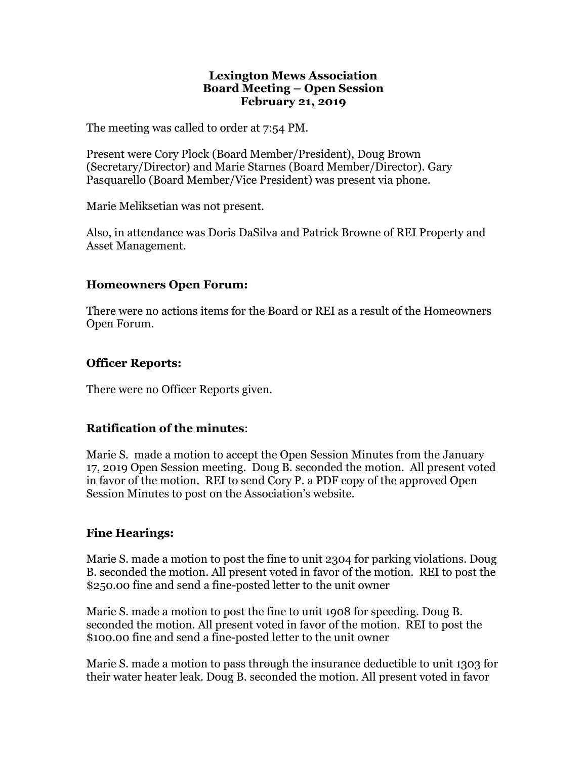# Lexington Mews Association
## Board Meeting – Open Session
## February 21, 2019

The meeting was called to order at 7:54 PM.

Present were Cory Plock (Board Member/President), Doug Brown (Secretary/Director) and Marie Starnes (Board Member/Director). Gary Pasquarello (Board Member/Vice President) was present via phone.

Marie Meliksetian was not present.

Also, in attendance was Doris DaSilva and Patrick Browne of REI Property and Asset Management.

### Homeowners Open Forum:

There were no actions items for the Board or REI as a result of the Homeowners Open Forum.

### Officer Reports:

There were no Officer Reports given.

### Ratification of the minutes:

Marie S. made a motion to accept the Open Session Minutes from the January 17, 2019 Open Session meeting. Doug B. seconded the motion. All present voted in favor of the motion. REI to send Cory P. a PDF copy of the approved Open Session Minutes to post on the Association's website.

### Fine Hearings:

Marie S. made a motion to post the fine to unit 2304 for parking violations. Doug B. seconded the motion. All present voted in favor of the motion. REI to post the $250.00 fine and send a fine-posted letter to the unit owner

Marie S. made a motion to post the fine to unit 1908 for speeding. Doug B. seconded the motion. All present voted in favor of the motion. REI to post the $100.00 fine and send a fine-posted letter to the unit owner

Marie S. made a motion to pass through the insurance deductible to unit 1303 for their water heater leak. Doug B. seconded the motion. All present voted in favor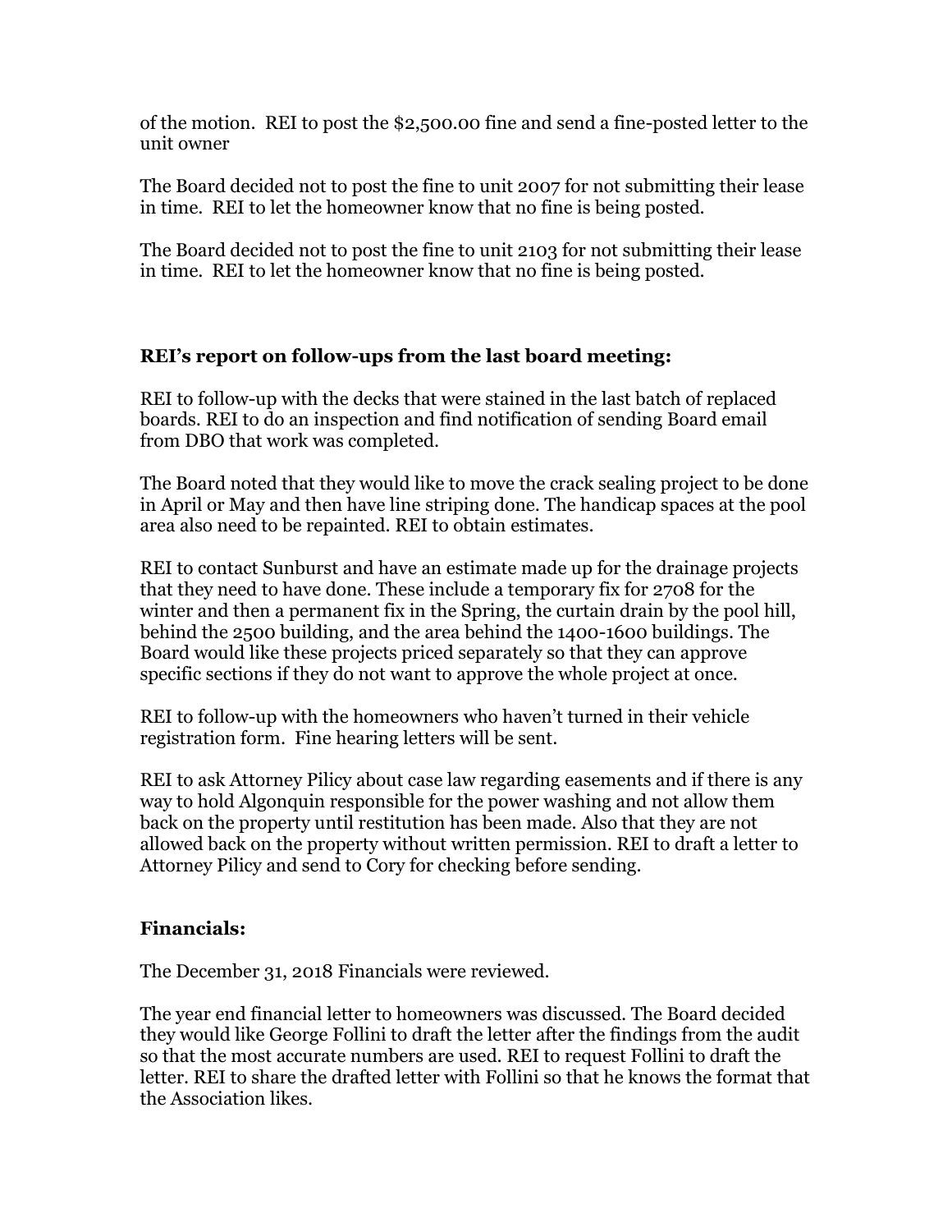of the motion. REI to post the $2,500.00 fine and send a fine-posted letter to the unit owner

The Board decided not to post the fine to unit 2007 for not submitting their lease in time. REI to let the homeowner know that no fine is being posted.

The Board decided not to post the fine to unit 2103 for not submitting their lease in time. REI to let the homeowner know that no fine is being posted.

### REI's report on follow-ups from the last board meeting:

REI to follow-up with the decks that were stained in the last batch of replaced boards. REI to do an inspection and find notification of sending Board email from DBO that work was completed.

The Board noted that they would like to move the crack sealing project to be done in April or May and then have line striping done. The handicap spaces at the pool area also need to be repainted. REI to obtain estimates.

REI to contact Sunburst and have an estimate made up for the drainage projects that they need to have done. These include a temporary fix for 2708 for the winter and then a permanent fix in the Spring, the curtain drain by the pool hill, behind the 2500 building, and the area behind the 1400-1600 buildings. The Board would like these projects priced separately so that they can approve specific sections if they do not want to approve the whole project at once.

REI to follow-up with the homeowners who haven't turned in their vehicle registration form. Fine hearing letters will be sent.

REI to ask Attorney Pilicy about case law regarding easements and if there is any way to hold Algonquin responsible for the power washing and not allow them back on the property until restitution has been made. Also that they are not allowed back on the property without written permission. REI to draft a letter to Attorney Pilicy and send to Cory for checking before sending.

### Financials:

The December 31, 2018 Financials were reviewed.

The year end financial letter to homeowners was discussed. The Board decided they would like George Follini to draft the letter after the findings from the audit so that the most accurate numbers are used. REI to request Follini to draft the letter. REI to share the drafted letter with Follini so that he knows the format that the Association likes.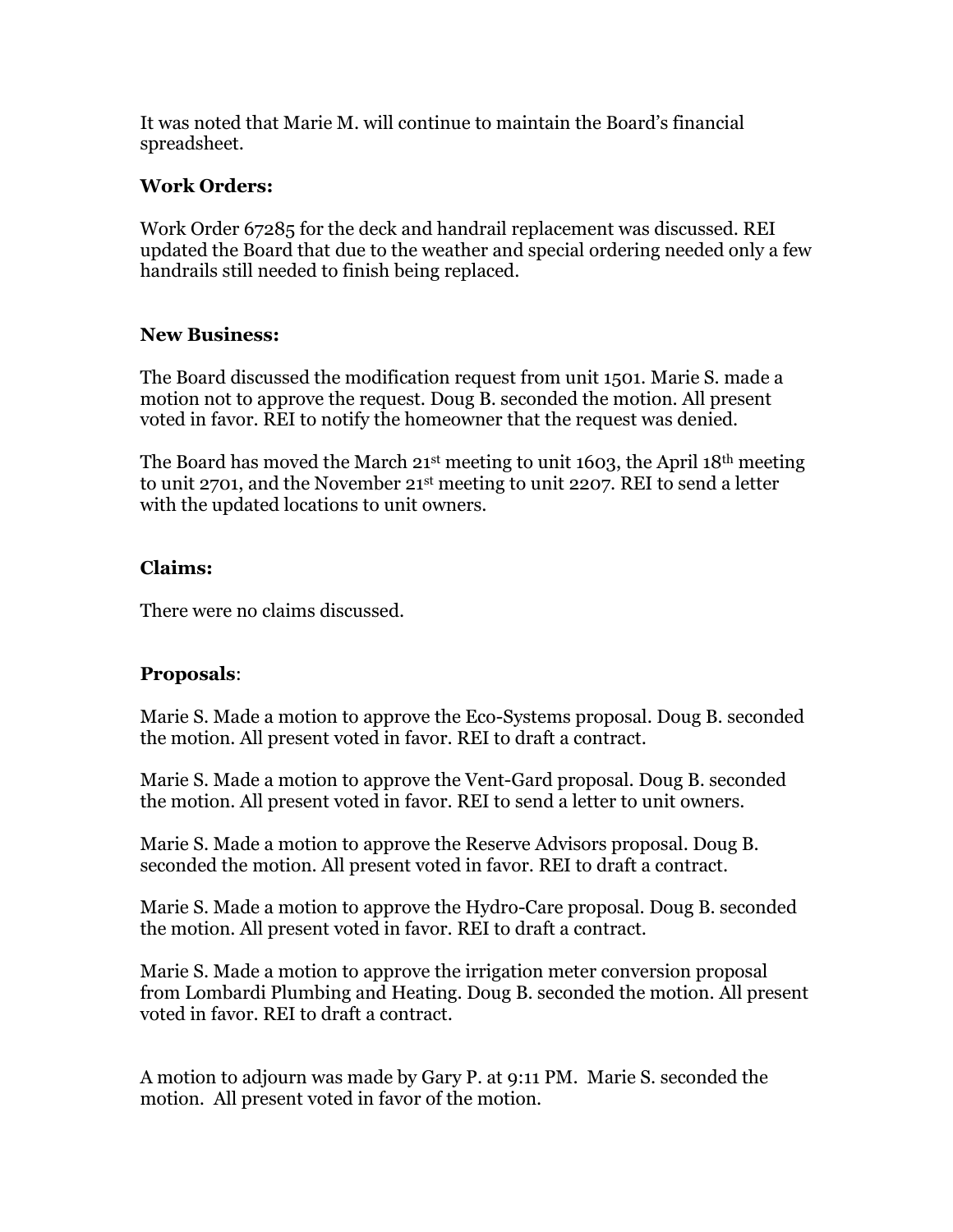It was noted that Marie M. will continue to maintain the Board's financial spreadsheet.

**Work Orders:**

Work Order 67285 for the deck and handrail replacement was discussed. REI updated the Board that due to the weather and special ordering needed only a few handrails still needed to finish being replaced.

**New Business:**

The Board discussed the modification request from unit 1501. Marie S. made a motion not to approve the request. Doug B. seconded the motion. All present voted in favor. REI to notify the homeowner that the request was denied.

The Board has moved the March 21st meeting to unit 1603, the April 18th meeting to unit 2701, and the November 21st meeting to unit 2207. REI to send a letter with the updated locations to unit owners.

**Claims:**

There were no claims discussed.

**Proposals**:

Marie S. Made a motion to approve the Eco-Systems proposal. Doug B. seconded the motion. All present voted in favor. REI to draft a contract.

Marie S. Made a motion to approve the Vent-Gard proposal. Doug B. seconded the motion. All present voted in favor. REI to send a letter to unit owners.

Marie S. Made a motion to approve the Reserve Advisors proposal. Doug B. seconded the motion. All present voted in favor. REI to draft a contract.

Marie S. Made a motion to approve the Hydro-Care proposal. Doug B. seconded the motion. All present voted in favor. REI to draft a contract.

Marie S. Made a motion to approve the irrigation meter conversion proposal from Lombardi Plumbing and Heating. Doug B. seconded the motion. All present voted in favor. REI to draft a contract.

A motion to adjourn was made by Gary P. at 9:11 PM. Marie S. seconded the motion. All present voted in favor of the motion.